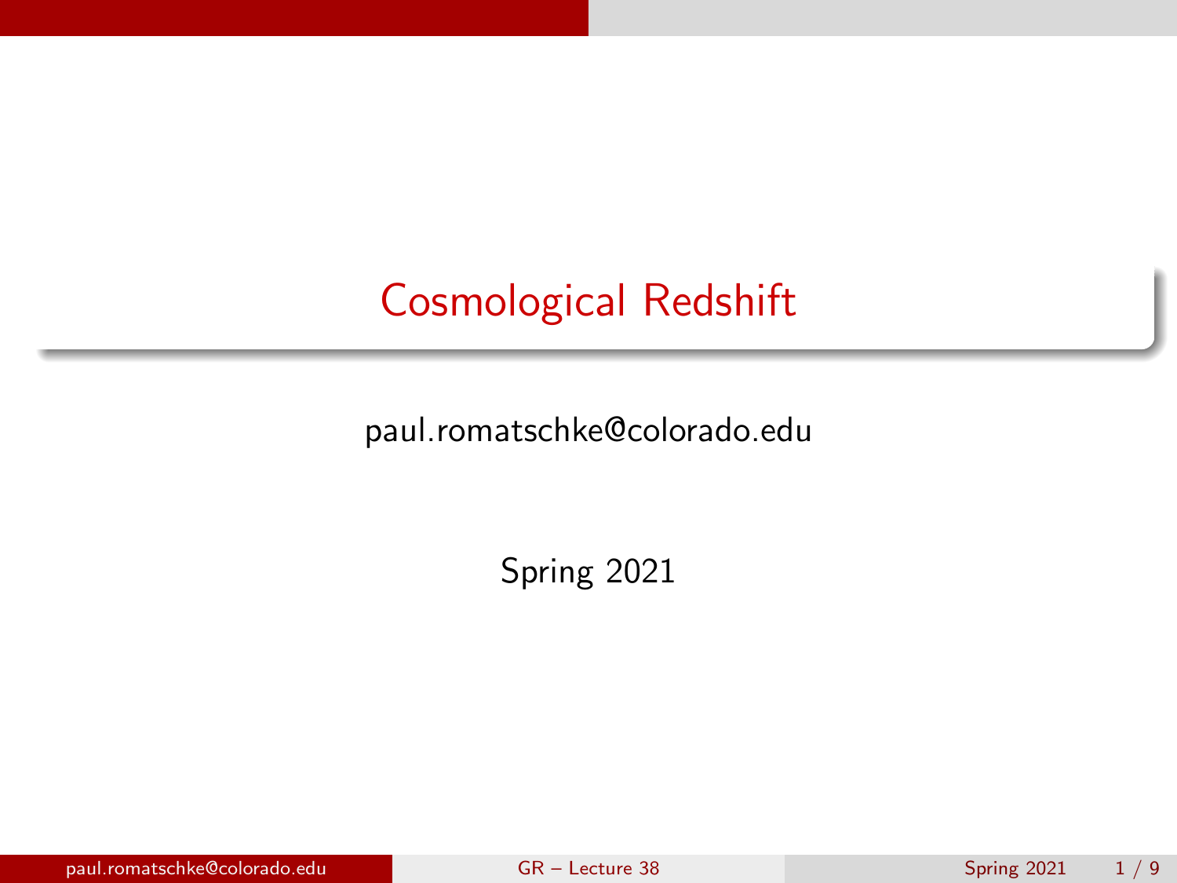# Cosmological Redshift

paul.romatschke@colorado.edu

Spring 2021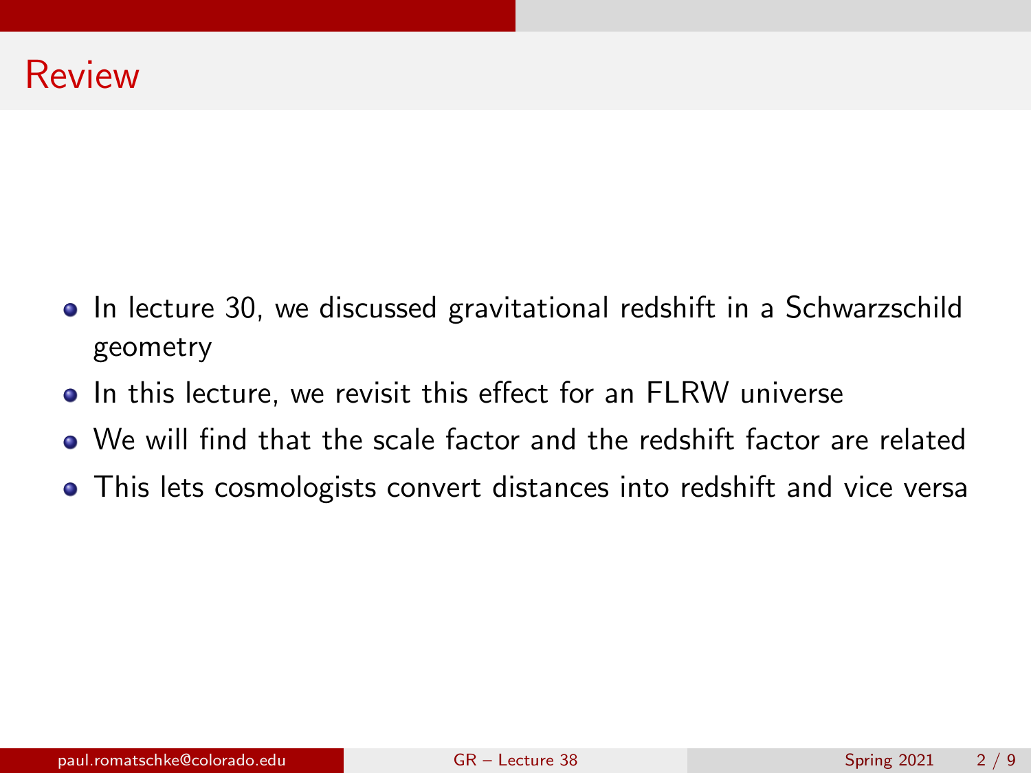# Review

- In lecture 30, we discussed gravitational redshift in a Schwarzschild geometry
- In this lecture, we revisit this effect for an FLRW universe
- We will find that the scale factor and the redshift factor are related
- This lets cosmologists convert distances into redshift and vice versa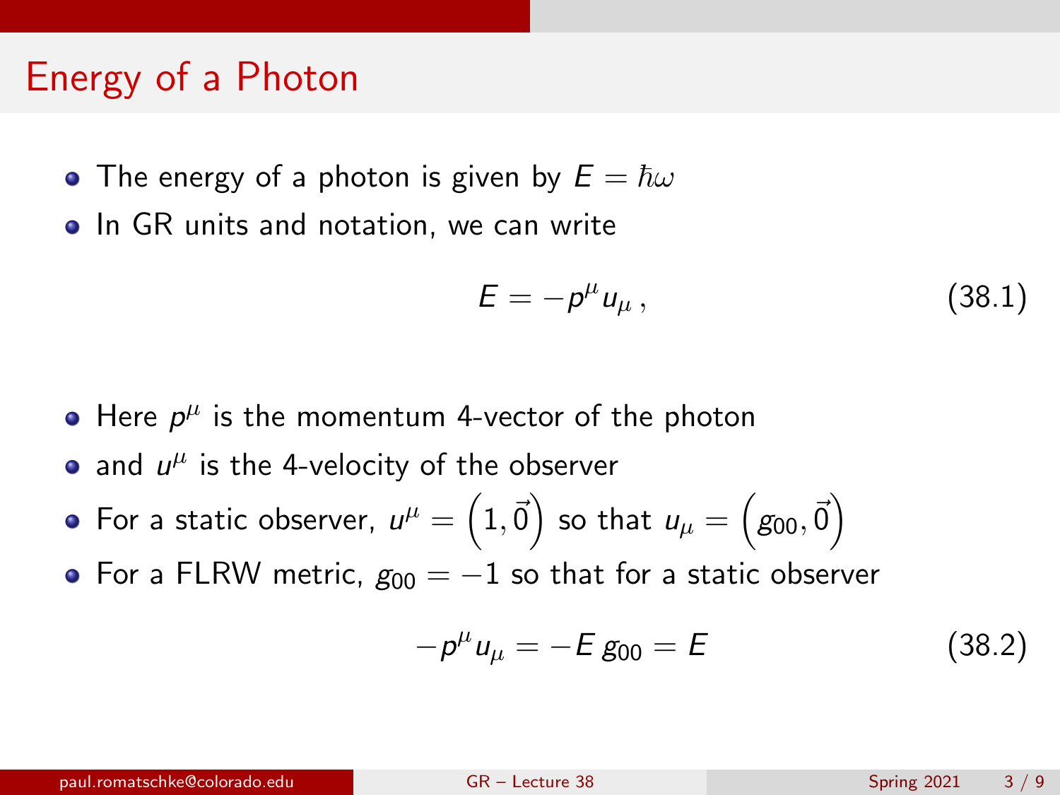# Energy of a Photon

- The energy of a photon is given by $E = \hbar\omega$
- In GR units and notation, we can write

$$E = -p^{\mu} u_{\mu}\,, \tag{38.1}$$

- Here $p^{\mu}$ is the momentum 4-vector of the photon
- and $u^{\mu}$ is the 4-velocity of the observer
- For a static observer, $u^{\mu} = \left(1, \vec{0}\right)$ so that $u_{\mu} = \left(g_{00}, \vec{0}\right)$
- For a FLRW metric, $g_{00} = -1$ so that for a static observer

$$-p^{\mu} u_{\mu} = -E\, g_{00} = E \tag{38.2}$$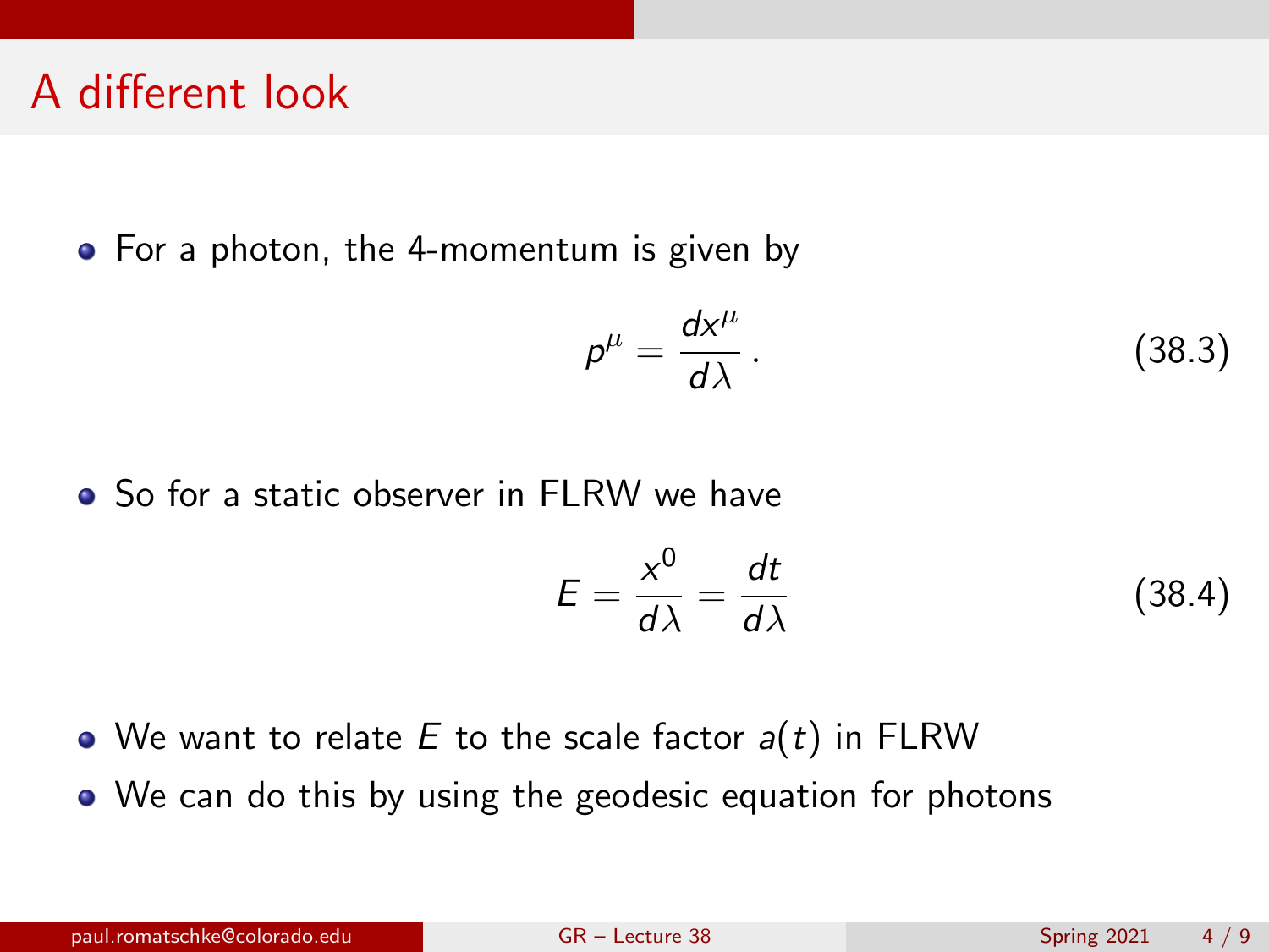# A different look

- For a photon, the 4-momentum is given by

$$p^\mu = \frac{dx^\mu}{d\lambda} \,. \tag{38.3}$$

- So for a static observer in FLRW we have

$$E = \frac{x^0}{d\lambda} = \frac{dt}{d\lambda} \tag{38.4}$$

- We want to relate $E$ to the scale factor $a(t)$ in FLRW
- We can do this by using the geodesic equation for photons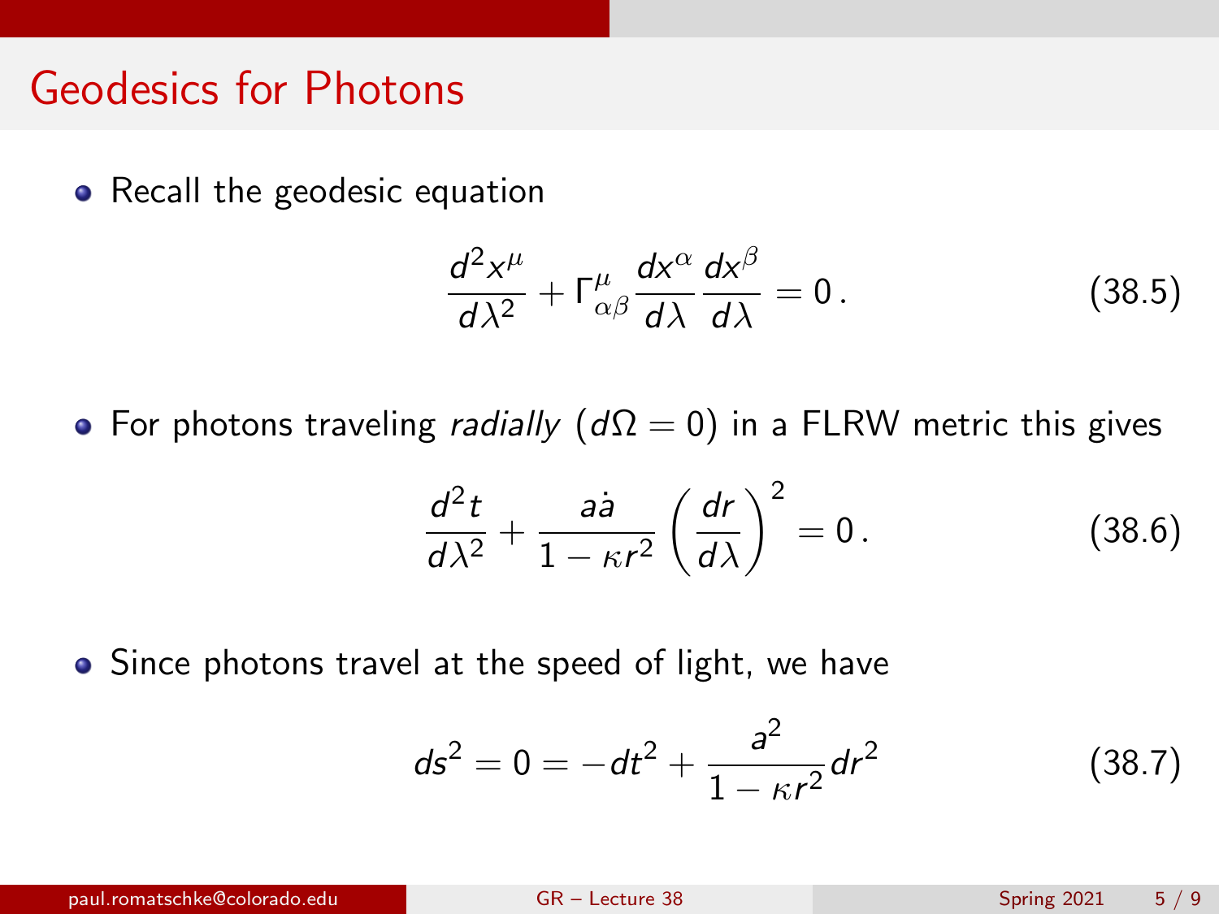# Geodesics for Photons

- Recall the geodesic equation

$$\frac{d^2 x^\mu}{d\lambda^2} + \Gamma^\mu_{\alpha\beta} \frac{dx^\alpha}{d\lambda} \frac{dx^\beta}{d\lambda} = 0 \,. \tag{38.5}$$

- For photons traveling *radially* ($d\Omega = 0$) in a FLRW metric this gives

$$\frac{d^2 t}{d\lambda^2} + \frac{a\dot{a}}{1 - \kappa r^2} \left(\frac{dr}{d\lambda}\right)^2 = 0 \,. \tag{38.6}$$

- Since photons travel at the speed of light, we have

$$ds^2 = 0 = -dt^2 + \frac{a^2}{1 - \kappa r^2} dr^2 \tag{38.7}$$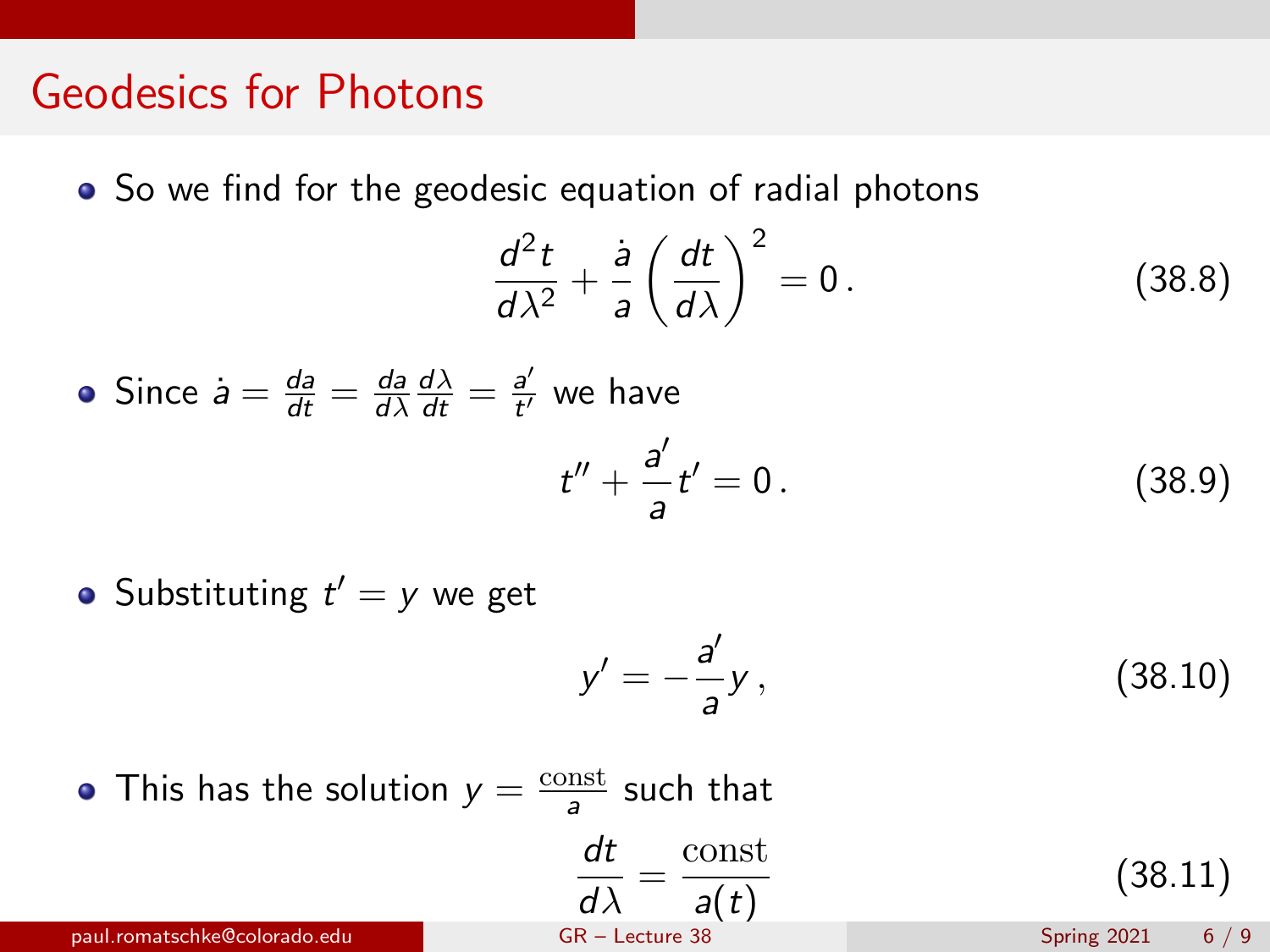## Geodesics for Photons

- So we find for the geodesic equation of radial photons

$$\frac{d^2 t}{d\lambda^2} + \frac{\dot{a}}{a}\left(\frac{dt}{d\lambda}\right)^2 = 0\,. \tag{38.8}$$

- Since $\dot{a} = \frac{da}{dt} = \frac{da}{d\lambda}\frac{d\lambda}{dt} = \frac{a'}{t'}$ we have

$$t'' + \frac{a'}{a} t' = 0\,. \tag{38.9}$$

- Substituting $t' = y$ we get

$$y' = -\frac{a'}{a} y\,, \tag{38.10}$$

- This has the solution $y = \frac{\text{const}}{a}$ such that

$$\frac{dt}{d\lambda} = \frac{\text{const}}{a(t)} \tag{38.11}$$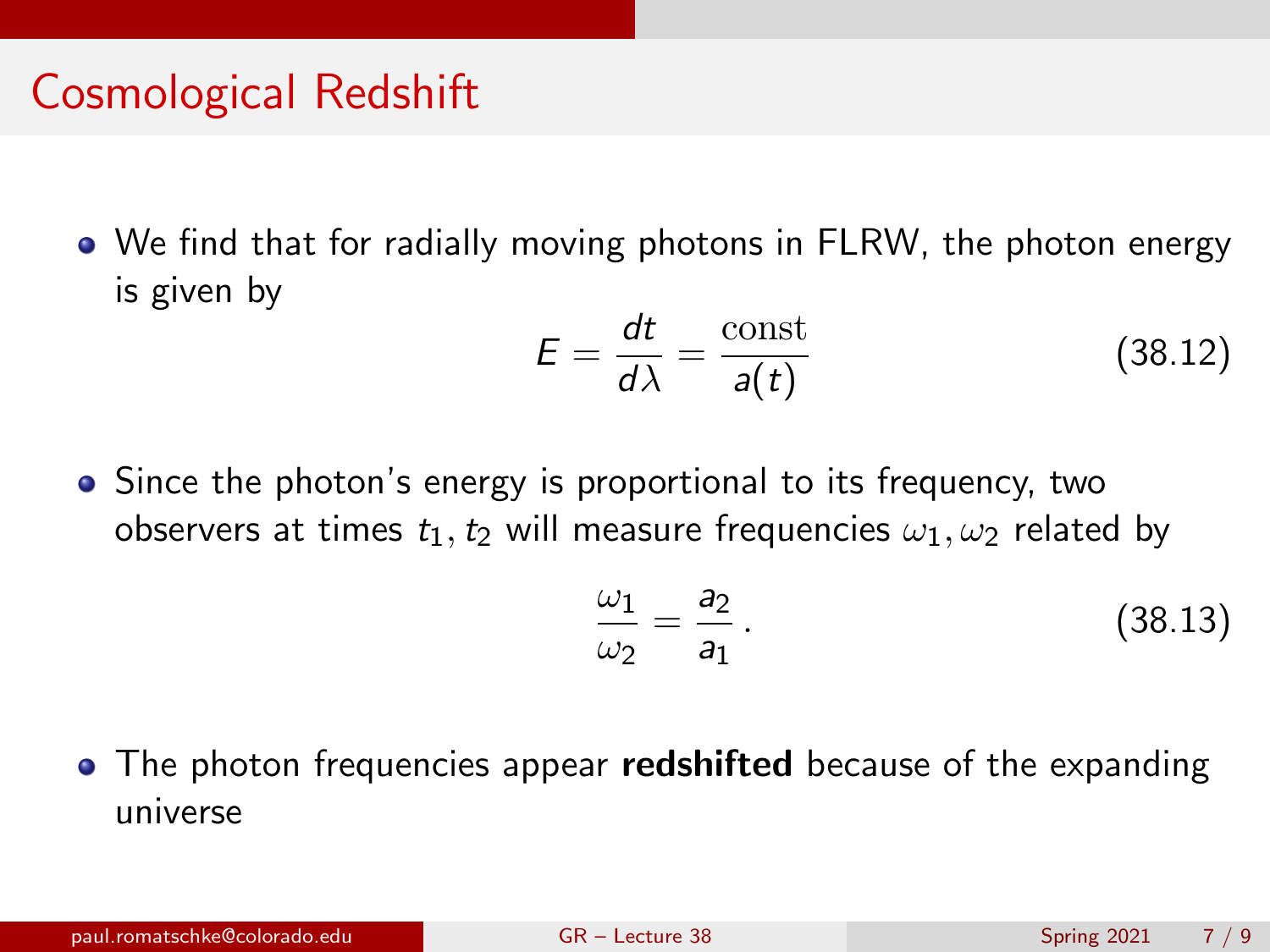# Cosmological Redshift

- We find that for radially moving photons in FLRW, the photon energy is given by

$$E = \frac{dt}{d\lambda} = \frac{\mathrm{const}}{a(t)} \tag{38.12}$$

- Since the photon's energy is proportional to its frequency, two observers at times $t_1, t_2$ will measure frequencies $\omega_1, \omega_2$ related by

$$\frac{\omega_1}{\omega_2} = \frac{a_2}{a_1}\,. \tag{38.13}$$

- The photon frequencies appear **redshifted** because of the expanding universe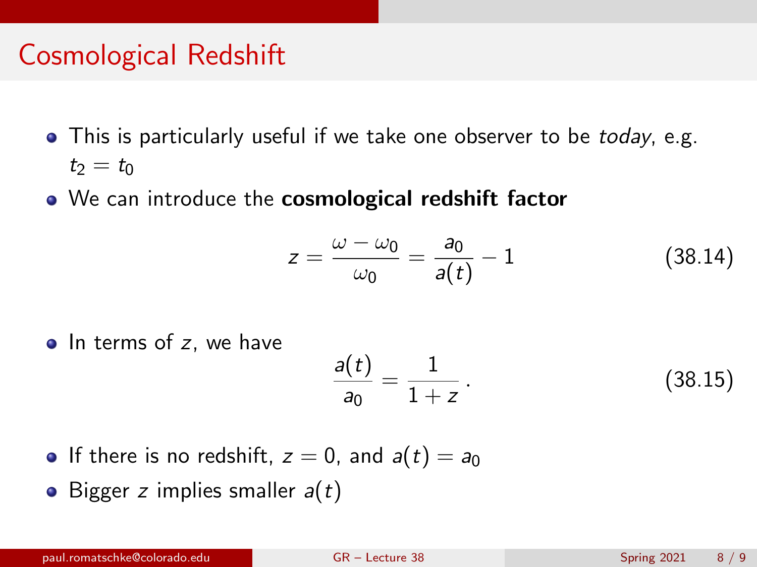# Cosmological Redshift

- This is particularly useful if we take one observer to be *today*, e.g. $t_2 = t_0$
- We can introduce the **cosmological redshift factor**

$$z = \frac{\omega - \omega_0}{\omega_0} = \frac{a_0}{a(t)} - 1 \tag{38.14}$$

- In terms of $z$, we have

$$\frac{a(t)}{a_0} = \frac{1}{1+z}\,. \tag{38.15}$$

- If there is no redshift, $z = 0$, and $a(t) = a_0$
- Bigger $z$ implies smaller $a(t)$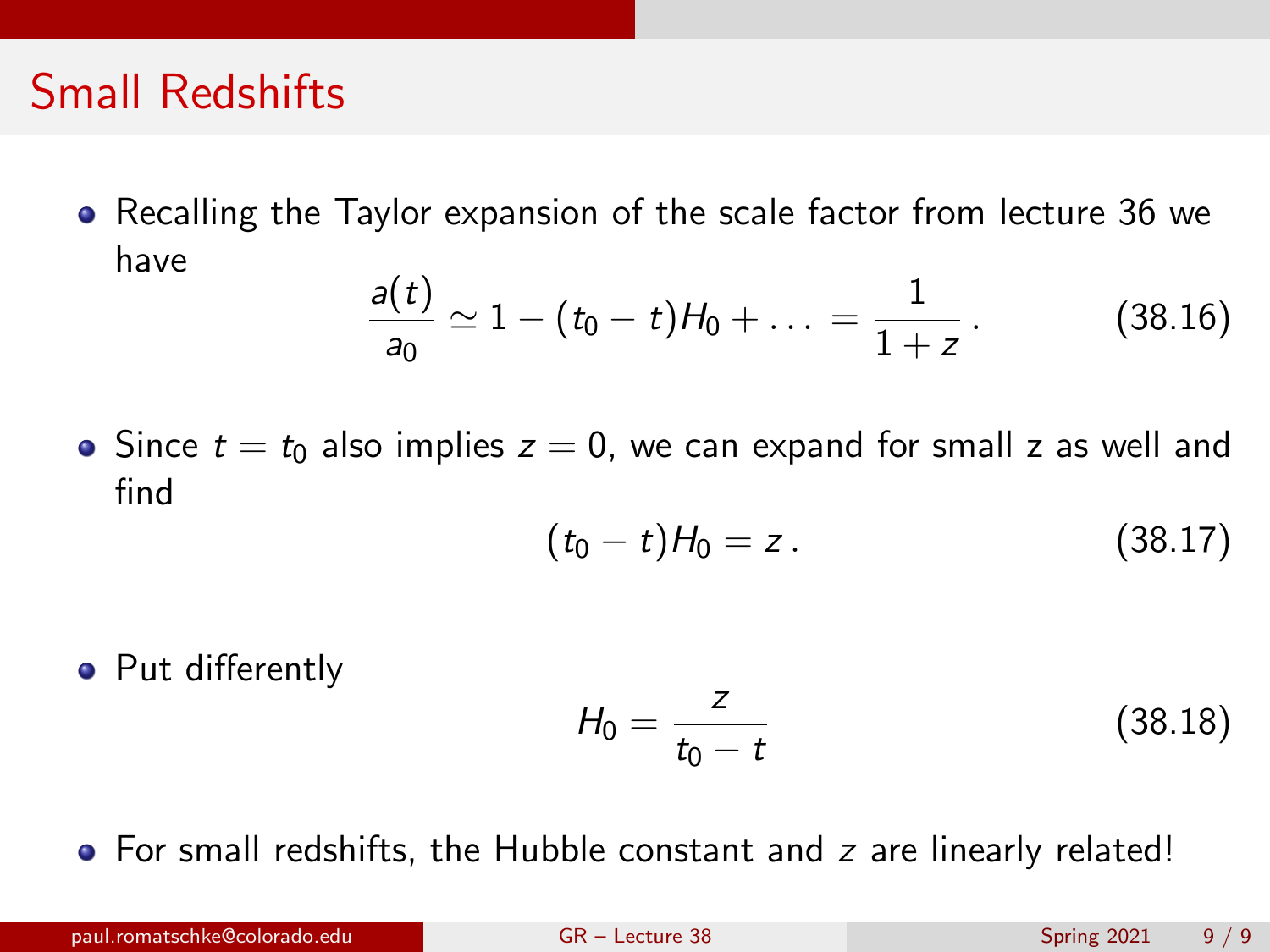## Small Redshifts

- Recalling the Taylor expansion of the scale factor from lecture 36 we have

$$\frac{a(t)}{a_0} \simeq 1 - (t_0 - t)H_0 + \ldots = \frac{1}{1+z}\,. \tag{38.16}$$

- Since $t = t_0$ also implies $z = 0$, we can expand for small z as well and find

$$(t_0 - t)H_0 = z\,. \tag{38.17}$$

- Put differently

$$H_0 = \frac{z}{t_0 - t} \tag{38.18}$$

- For small redshifts, the Hubble constant and $z$ are linearly related!